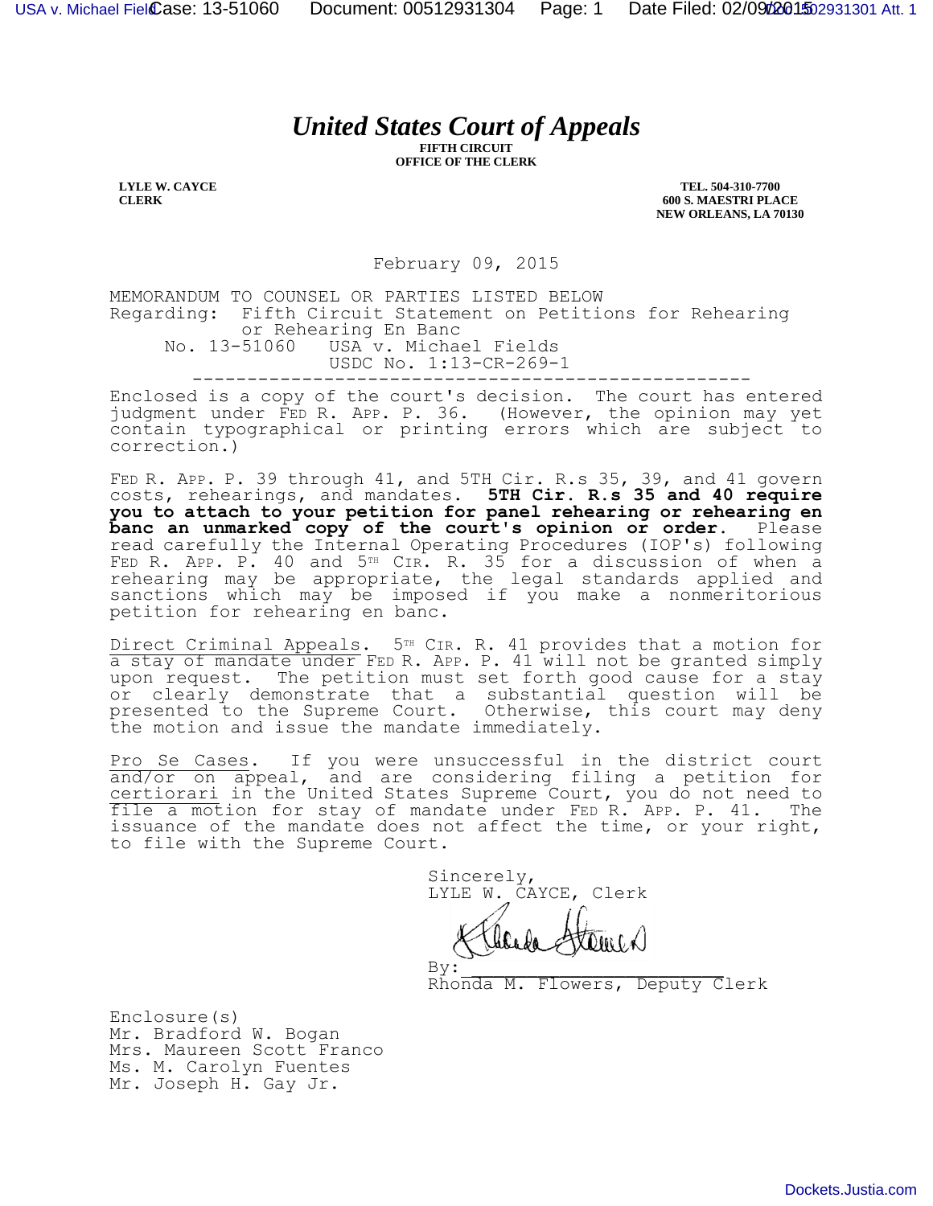# *United States Court of Appeals*

**FIFTH CIRCUIT**
**OFFICE OF THE CLERK**

**LYLE W. CAYCE**
**CLERK**

**TEL. 504-310-7700**
**600 S. MAESTRI PLACE**
**NEW ORLEANS, LA 70130**

February 09, 2015

MEMORANDUM TO COUNSEL OR PARTIES LISTED BELOW
Regarding: Fifth Circuit Statement on Petitions for Rehearing or Rehearing En Banc

No. 13-51060 USA v. Michael Fields
USDC No. 1:13-CR-269-1

---

Enclosed is a copy of the court's decision. The court has entered judgment under FED R. APP. P. 36. (However, the opinion may yet contain typographical or printing errors which are subject to correction.)

FED R. APP. P. 39 through 41, and 5TH Cir. R.s 35, 39, and 41 govern costs, rehearings, and mandates. **5TH Cir. R.s 35 and 40 require you to attach to your petition for panel rehearing or rehearing en banc an unmarked copy of the court's opinion or order.** Please read carefully the Internal Operating Procedures (IOP's) following FED R. APP. P. 40 and 5TH CIR. R. 35 for a discussion of when a rehearing may be appropriate, the legal standards applied and sanctions which may be imposed if you make a nonmeritorious petition for rehearing en banc.

Direct Criminal Appeals. 5TH CIR. R. 41 provides that a motion for a stay of mandate under FED R. APP. P. 41 will not be granted simply upon request. The petition must set forth good cause for a stay or clearly demonstrate that a substantial question will be presented to the Supreme Court. Otherwise, this court may deny the motion and issue the mandate immediately.

Pro Se Cases. If you were unsuccessful in the district court and/or on appeal, and are considering filing a petition for certiorari in the United States Supreme Court, you do not need to file a motion for stay of mandate under FED R. APP. P. 41. The issuance of the mandate does not affect the time, or your right, to file with the Supreme Court.

Sincerely,
LYLE W. CAYCE, Clerk

By: ______________________
Rhonda M. Flowers, Deputy Clerk

Enclosure(s)
Mr. Bradford W. Bogan
Mrs. Maureen Scott Franco
Ms. M. Carolyn Fuentes
Mr. Joseph H. Gay Jr.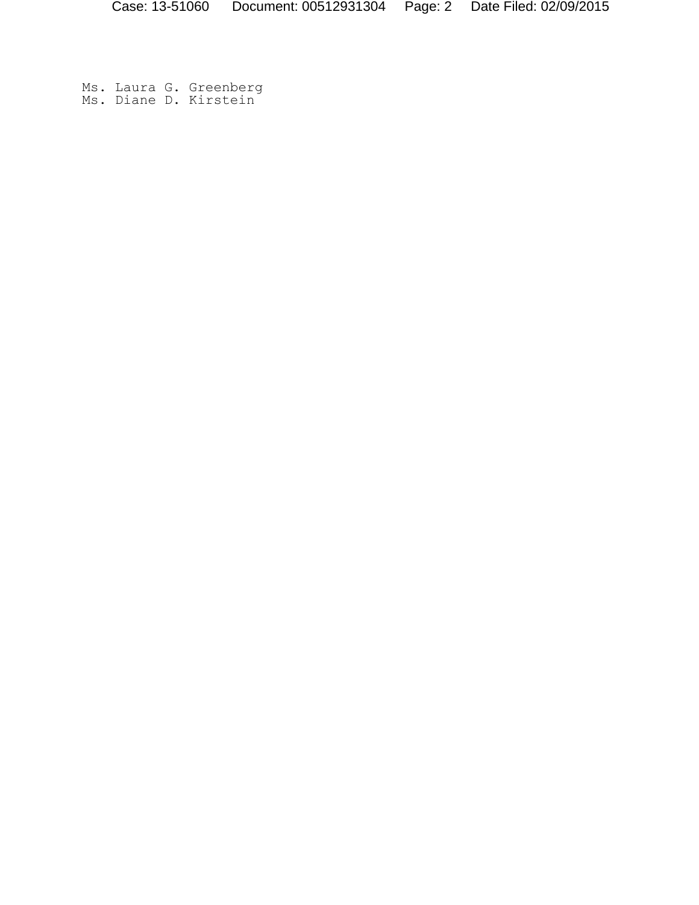Ms. Laura G. Greenberg
Ms. Diane D. Kirstein